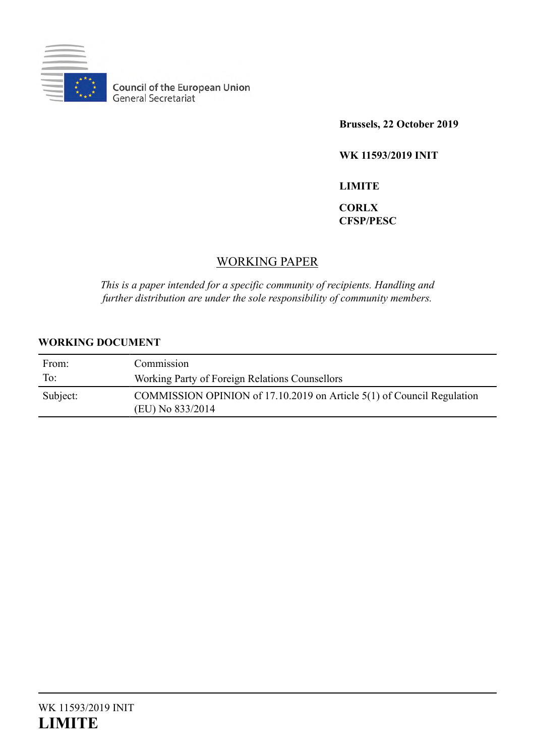Council of the European Union
General Secretariat

**Brussels, 22 October 2019**

**WK 11593/2019 INIT**

**LIMITE**

**CORLX**
**CFSP/PESC**

## WORKING PAPER

*This is a paper intended for a specific community of recipients. Handling and further distribution are under the sole responsibility of community members.*

**WORKING DOCUMENT**

| | |
|---|---|
| From: | Commission |
| To: | Working Party of Foreign Relations Counsellors |
| Subject: | COMMISSION OPINION of 17.10.2019 on Article 5(1) of Council Regulation (EU) No 833/2014 |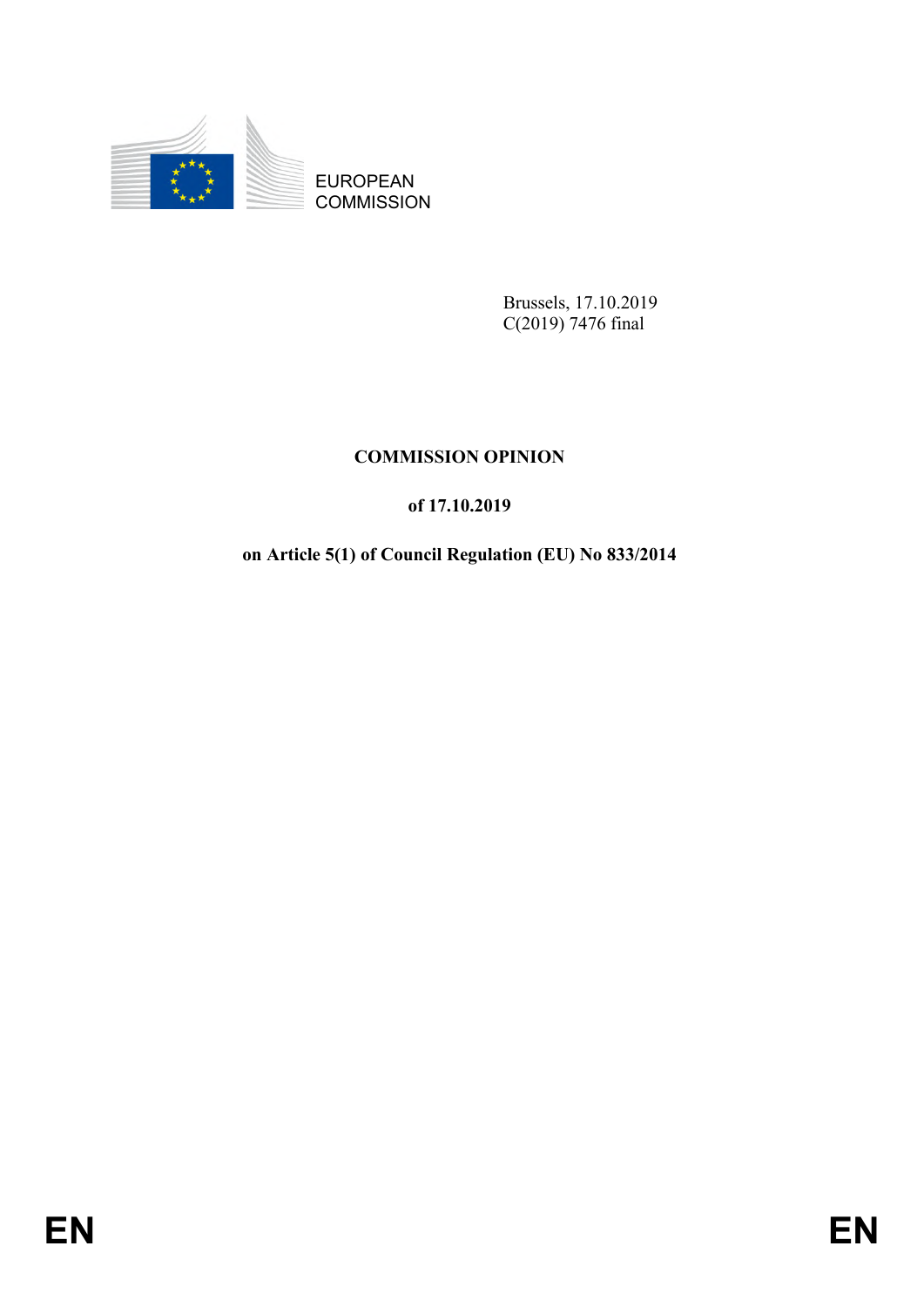EUROPEAN COMMISSION

Brussels, 17.10.2019
C(2019) 7476 final

**COMMISSION OPINION**

**of 17.10.2019**

**on Article 5(1) of Council Regulation (EU) No 833/2014**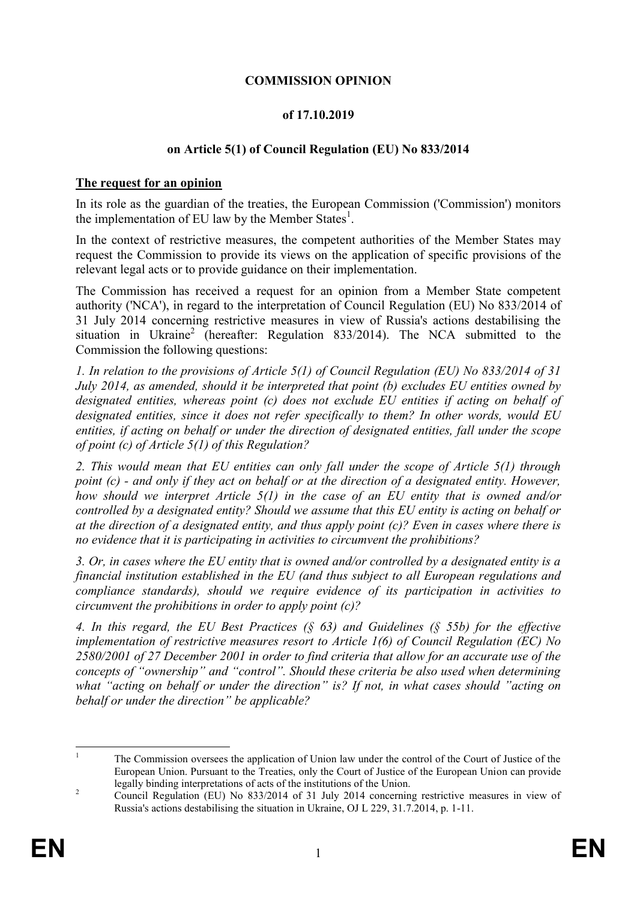**COMMISSION OPINION**

**of 17.10.2019**

**on Article 5(1) of Council Regulation (EU) No 833/2014**

## The request for an opinion

In its role as the guardian of the treaties, the European Commission ('Commission') monitors the implementation of EU law by the Member States[1].

In the context of restrictive measures, the competent authorities of the Member States may request the Commission to provide its views on the application of specific provisions of the relevant legal acts or to provide guidance on their implementation.

The Commission has received a request for an opinion from a Member State competent authority ('NCA'), in regard to the interpretation of Council Regulation (EU) No 833/2014 of 31 July 2014 concerning restrictive measures in view of Russia's actions destabilising the situation in Ukraine[2] (hereafter: Regulation 833/2014). The NCA submitted to the Commission the following questions:

*1. In relation to the provisions of Article 5(1) of Council Regulation (EU) No 833/2014 of 31 July 2014, as amended, should it be interpreted that point (b) excludes EU entities owned by designated entities, whereas point (c) does not exclude EU entities if acting on behalf of designated entities, since it does not refer specifically to them? In other words, would EU entities, if acting on behalf or under the direction of designated entities, fall under the scope of point (c) of Article 5(1) of this Regulation?*

*2. This would mean that EU entities can only fall under the scope of Article 5(1) through point (c) - and only if they act on behalf or at the direction of a designated entity. However, how should we interpret Article 5(1) in the case of an EU entity that is owned and/or controlled by a designated entity? Should we assume that this EU entity is acting on behalf or at the direction of a designated entity, and thus apply point (c)? Even in cases where there is no evidence that it is participating in activities to circumvent the prohibitions?*

*3. Or, in cases where the EU entity that is owned and/or controlled by a designated entity is a financial institution established in the EU (and thus subject to all European regulations and compliance standards), should we require evidence of its participation in activities to circumvent the prohibitions in order to apply point (c)?*

*4. In this regard, the EU Best Practices (§ 63) and Guidelines (§ 55b) for the effective implementation of restrictive measures resort to Article 1(6) of Council Regulation (EC) No 2580/2001 of 27 December 2001 in order to find criteria that allow for an accurate use of the concepts of "ownership" and "control". Should these criteria be also used when determining what "acting on behalf or under the direction" is? If not, in what cases should "acting on behalf or under the direction" be applicable?*

---

[1] The Commission oversees the application of Union law under the control of the Court of Justice of the European Union. Pursuant to the Treaties, only the Court of Justice of the European Union can provide legally binding interpretations of acts of the institutions of the Union.

[2] Council Regulation (EU) No 833/2014 of 31 July 2014 concerning restrictive measures in view of Russia's actions destabilising the situation in Ukraine, OJ L 229, 31.7.2014, p. 1-11.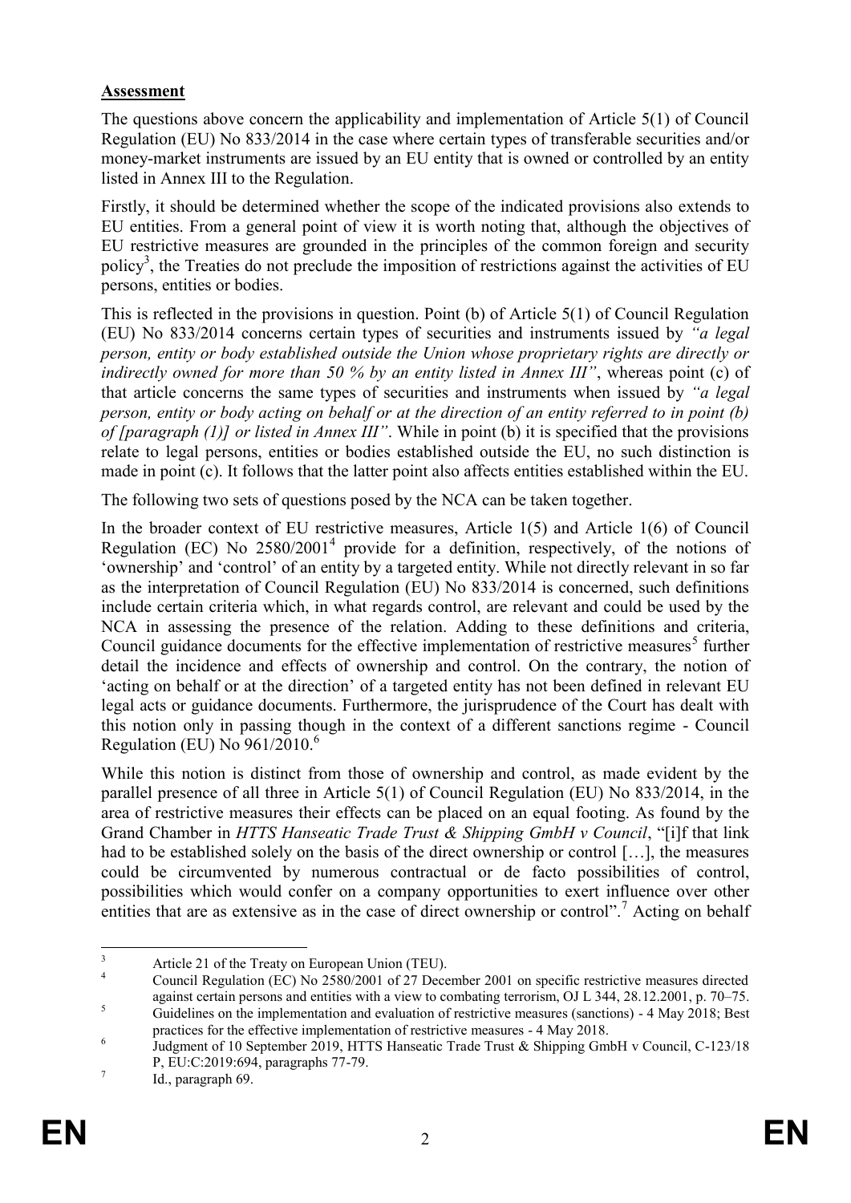**Assessment**

The questions above concern the applicability and implementation of Article 5(1) of Council Regulation (EU) No 833/2014 in the case where certain types of transferable securities and/or money-market instruments are issued by an EU entity that is owned or controlled by an entity listed in Annex III to the Regulation.

Firstly, it should be determined whether the scope of the indicated provisions also extends to EU entities. From a general point of view it is worth noting that, although the objectives of EU restrictive measures are grounded in the principles of the common foreign and security policy[3], the Treaties do not preclude the imposition of restrictions against the activities of EU persons, entities or bodies.

This is reflected in the provisions in question. Point (b) of Article 5(1) of Council Regulation (EU) No 833/2014 concerns certain types of securities and instruments issued by *"a legal person, entity or body established outside the Union whose proprietary rights are directly or indirectly owned for more than 50 % by an entity listed in Annex III"*, whereas point (c) of that article concerns the same types of securities and instruments when issued by *"a legal person, entity or body acting on behalf or at the direction of an entity referred to in point (b) of [paragraph (1)] or listed in Annex III"*. While in point (b) it is specified that the provisions relate to legal persons, entities or bodies established outside the EU, no such distinction is made in point (c). It follows that the latter point also affects entities established within the EU.

The following two sets of questions posed by the NCA can be taken together.

In the broader context of EU restrictive measures, Article 1(5) and Article 1(6) of Council Regulation (EC) No 2580/2001[4] provide for a definition, respectively, of the notions of 'ownership' and 'control' of an entity by a targeted entity. While not directly relevant in so far as the interpretation of Council Regulation (EU) No 833/2014 is concerned, such definitions include certain criteria which, in what regards control, are relevant and could be used by the NCA in assessing the presence of the relation. Adding to these definitions and criteria, Council guidance documents for the effective implementation of restrictive measures[5] further detail the incidence and effects of ownership and control. On the contrary, the notion of 'acting on behalf or at the direction' of a targeted entity has not been defined in relevant EU legal acts or guidance documents. Furthermore, the jurisprudence of the Court has dealt with this notion only in passing though in the context of a different sanctions regime - Council Regulation (EU) No 961/2010.[6]

While this notion is distinct from those of ownership and control, as made evident by the parallel presence of all three in Article 5(1) of Council Regulation (EU) No 833/2014, in the area of restrictive measures their effects can be placed on an equal footing. As found by the Grand Chamber in *HTTS Hanseatic Trade Trust & Shipping GmbH v Council*, "[i]f that link had to be established solely on the basis of the direct ownership or control […], the measures could be circumvented by numerous contractual or de facto possibilities of control, possibilities which would confer on a company opportunities to exert influence over other entities that are as extensive as in the case of direct ownership or control".[7] Acting on behalf

---

[3] Article 21 of the Treaty on European Union (TEU).

[4] Council Regulation (EC) No 2580/2001 of 27 December 2001 on specific restrictive measures directed against certain persons and entities with a view to combating terrorism, OJ L 344, 28.12.2001, p. 70–75.

[5] Guidelines on the implementation and evaluation of restrictive measures (sanctions) - 4 May 2018; Best practices for the effective implementation of restrictive measures - 4 May 2018.

[6] Judgment of 10 September 2019, HTTS Hanseatic Trade Trust & Shipping GmbH v Council, C-123/18 P, EU:C:2019:694, paragraphs 77-79.

[7] Id., paragraph 69.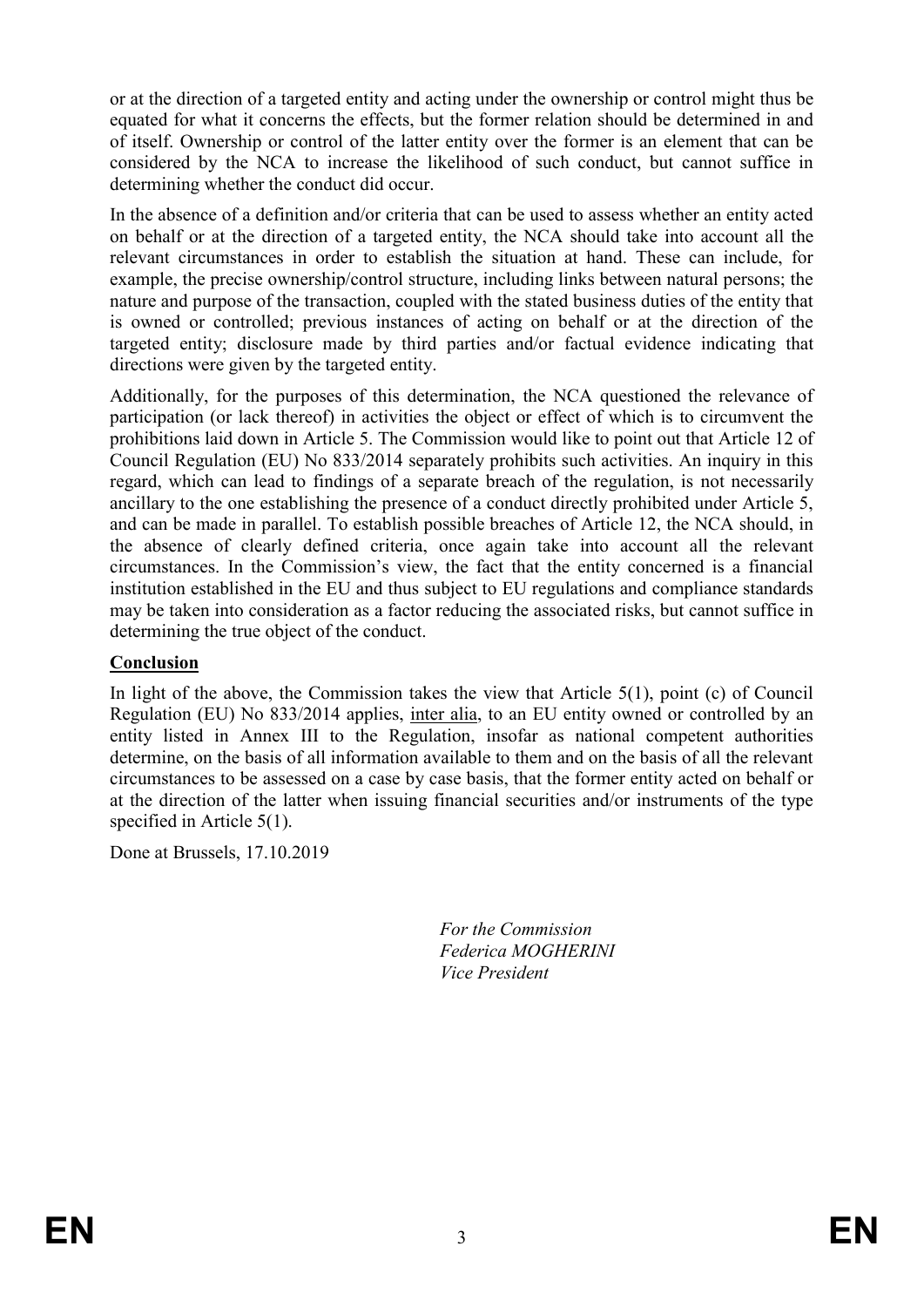or at the direction of a targeted entity and acting under the ownership or control might thus be equated for what it concerns the effects, but the former relation should be determined in and of itself. Ownership or control of the latter entity over the former is an element that can be considered by the NCA to increase the likelihood of such conduct, but cannot suffice in determining whether the conduct did occur.

In the absence of a definition and/or criteria that can be used to assess whether an entity acted on behalf or at the direction of a targeted entity, the NCA should take into account all the relevant circumstances in order to establish the situation at hand. These can include, for example, the precise ownership/control structure, including links between natural persons; the nature and purpose of the transaction, coupled with the stated business duties of the entity that is owned or controlled; previous instances of acting on behalf or at the direction of the targeted entity; disclosure made by third parties and/or factual evidence indicating that directions were given by the targeted entity.

Additionally, for the purposes of this determination, the NCA questioned the relevance of participation (or lack thereof) in activities the object or effect of which is to circumvent the prohibitions laid down in Article 5. The Commission would like to point out that Article 12 of Council Regulation (EU) No 833/2014 separately prohibits such activities. An inquiry in this regard, which can lead to findings of a separate breach of the regulation, is not necessarily ancillary to the one establishing the presence of a conduct directly prohibited under Article 5, and can be made in parallel. To establish possible breaches of Article 12, the NCA should, in the absence of clearly defined criteria, once again take into account all the relevant circumstances. In the Commission's view, the fact that the entity concerned is a financial institution established in the EU and thus subject to EU regulations and compliance standards may be taken into consideration as a factor reducing the associated risks, but cannot suffice in determining the true object of the conduct.

**Conclusion**

In light of the above, the Commission takes the view that Article 5(1), point (c) of Council Regulation (EU) No 833/2014 applies, inter alia, to an EU entity owned or controlled by an entity listed in Annex III to the Regulation, insofar as national competent authorities determine, on the basis of all information available to them and on the basis of all the relevant circumstances to be assessed on a case by case basis, that the former entity acted on behalf or at the direction of the latter when issuing financial securities and/or instruments of the type specified in Article 5(1).

Done at Brussels, 17.10.2019

*For the Commission*
*Federica MOGHERINI*
*Vice President*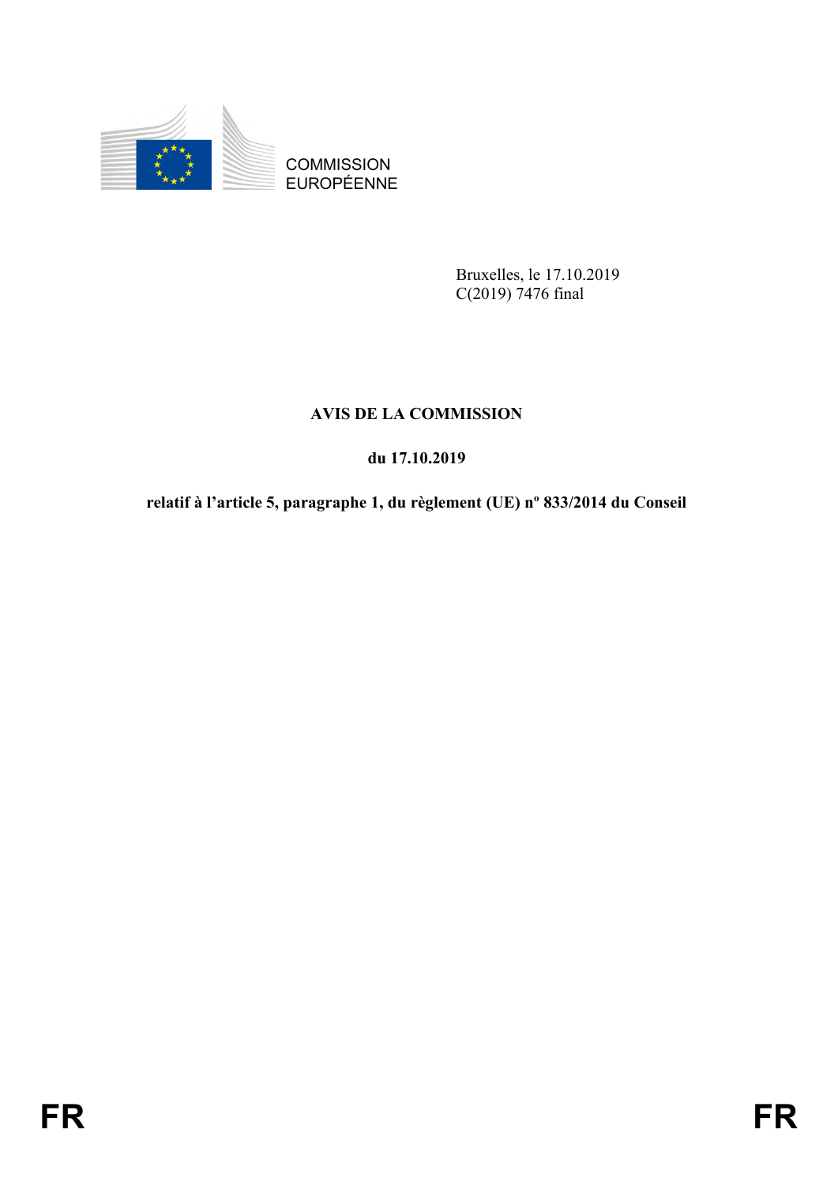COMMISSION EUROPÉENNE

Bruxelles, le 17.10.2019
C(2019) 7476 final

**AVIS DE LA COMMISSION**

**du 17.10.2019**

**relatif à l'article 5, paragraphe 1, du règlement (UE) nº 833/2014 du Conseil**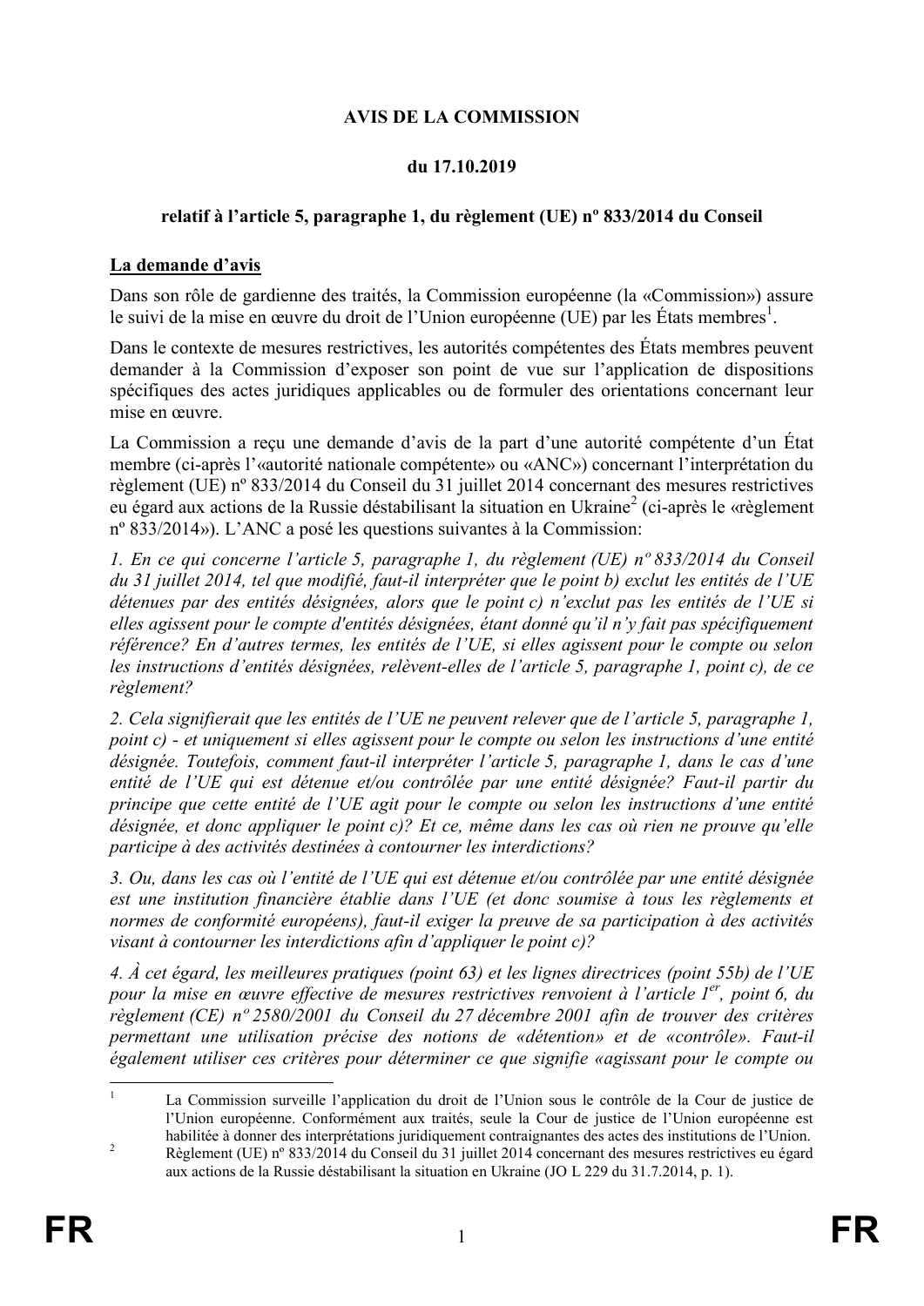**AVIS DE LA COMMISSION**

**du 17.10.2019**

**relatif à l'article 5, paragraphe 1, du règlement (UE) nº 833/2014 du Conseil**

**La demande d'avis**

Dans son rôle de gardienne des traités, la Commission européenne (la «Commission») assure le suivi de la mise en œuvre du droit de l'Union européenne (UE) par les États membres[1].

Dans le contexte de mesures restrictives, les autorités compétentes des États membres peuvent demander à la Commission d'exposer son point de vue sur l'application de dispositions spécifiques des actes juridiques applicables ou de formuler des orientations concernant leur mise en œuvre.

La Commission a reçu une demande d'avis de la part d'une autorité compétente d'un État membre (ci-après l'«autorité nationale compétente» ou «ANC») concernant l'interprétation du règlement (UE) nº 833/2014 du Conseil du 31 juillet 2014 concernant des mesures restrictives eu égard aux actions de la Russie déstabilisant la situation en Ukraine[2] (ci-après le «règlement nº 833/2014»). L'ANC a posé les questions suivantes à la Commission:

*1. En ce qui concerne l'article 5, paragraphe 1, du règlement (UE) nº 833/2014 du Conseil du 31 juillet 2014, tel que modifié, faut-il interpréter que le point b) exclut les entités de l'UE détenues par des entités désignées, alors que le point c) n'exclut pas les entités de l'UE si elles agissent pour le compte d'entités désignées, étant donné qu'il n'y fait pas spécifiquement référence? En d'autres termes, les entités de l'UE, si elles agissent pour le compte ou selon les instructions d'entités désignées, relèvent-elles de l'article 5, paragraphe 1, point c), de ce règlement?*

*2. Cela signifierait que les entités de l'UE ne peuvent relever que de l'article 5, paragraphe 1, point c) - et uniquement si elles agissent pour le compte ou selon les instructions d'une entité désignée. Toutefois, comment faut-il interpréter l'article 5, paragraphe 1, dans le cas d'une entité de l'UE qui est détenue et/ou contrôlée par une entité désignée? Faut-il partir du principe que cette entité de l'UE agit pour le compte ou selon les instructions d'une entité désignée, et donc appliquer le point c)? Et ce, même dans les cas où rien ne prouve qu'elle participe à des activités destinées à contourner les interdictions?*

*3. Ou, dans les cas où l'entité de l'UE qui est détenue et/ou contrôlée par une entité désignée est une institution financière établie dans l'UE (et donc soumise à tous les règlements et normes de conformité européens), faut-il exiger la preuve de sa participation à des activités visant à contourner les interdictions afin d'appliquer le point c)?*

*4. À cet égard, les meilleures pratiques (point 63) et les lignes directrices (point 55b) de l'UE pour la mise en œuvre effective de mesures restrictives renvoient à l'article 1er, point 6, du règlement (CE) nº 2580/2001 du Conseil du 27 décembre 2001 afin de trouver des critères permettant une utilisation précise des notions de «détention» et de «contrôle». Faut-il également utiliser ces critères pour déterminer ce que signifie «agissant pour le compte ou*

---

[1] La Commission surveille l'application du droit de l'Union sous le contrôle de la Cour de justice de l'Union européenne. Conformément aux traités, seule la Cour de justice de l'Union européenne est habilitée à donner des interprétations juridiquement contraignantes des actes des institutions de l'Union.

[2] Règlement (UE) nº 833/2014 du Conseil du 31 juillet 2014 concernant des mesures restrictives eu égard aux actions de la Russie déstabilisant la situation en Ukraine (JO L 229 du 31.7.2014, p. 1).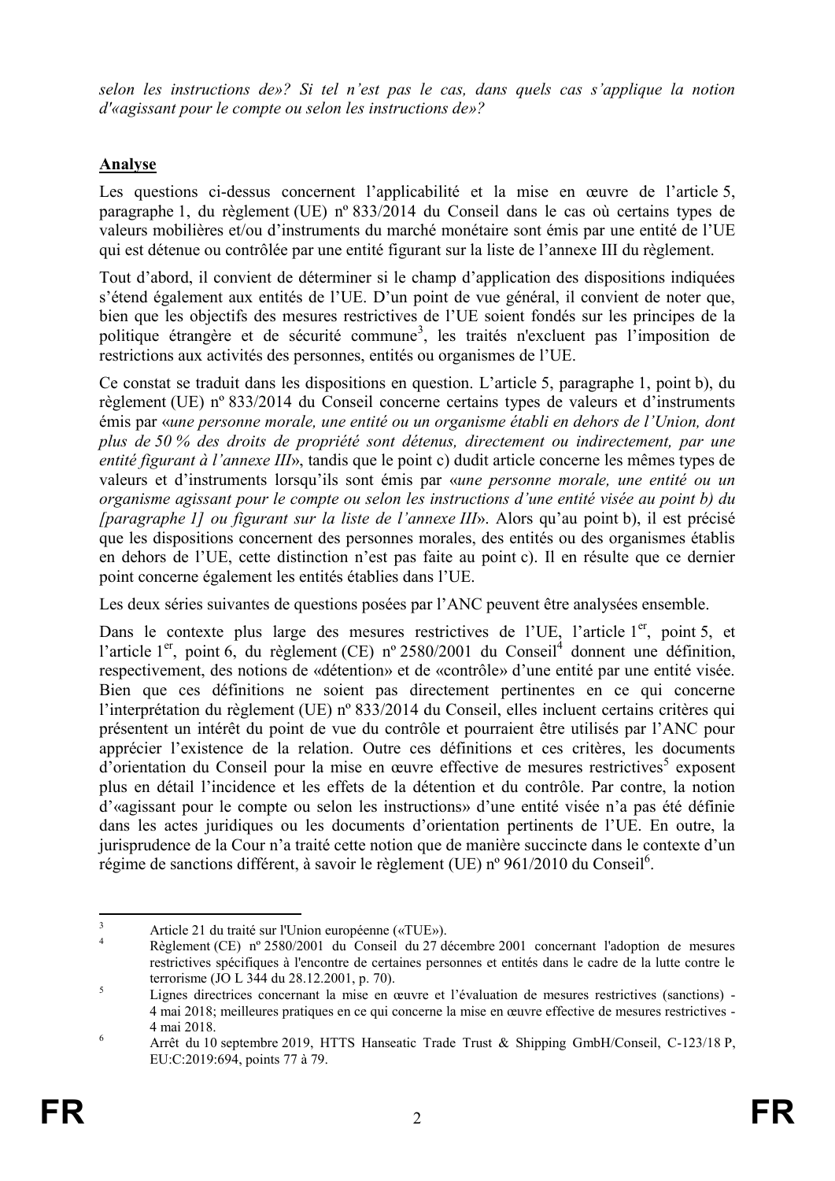*selon les instructions de»? Si tel n'est pas le cas, dans quels cas s'applique la notion d'«agissant pour le compte ou selon les instructions de»?*

## Analyse

Les questions ci-dessus concernent l'applicabilité et la mise en œuvre de l'article 5, paragraphe 1, du règlement (UE) nº 833/2014 du Conseil dans le cas où certains types de valeurs mobilières et/ou d'instruments du marché monétaire sont émis par une entité de l'UE qui est détenue ou contrôlée par une entité figurant sur la liste de l'annexe III du règlement.

Tout d'abord, il convient de déterminer si le champ d'application des dispositions indiquées s'étend également aux entités de l'UE. D'un point de vue général, il convient de noter que, bien que les objectifs des mesures restrictives de l'UE soient fondés sur les principes de la politique étrangère et de sécurité commune[3], les traités n'excluent pas l'imposition de restrictions aux activités des personnes, entités ou organismes de l'UE.

Ce constat se traduit dans les dispositions en question. L'article 5, paragraphe 1, point b), du règlement (UE) nº 833/2014 du Conseil concerne certains types de valeurs et d'instruments émis par «*une personne morale, une entité ou un organisme établi en dehors de l'Union, dont plus de 50 % des droits de propriété sont détenus, directement ou indirectement, par une entité figurant à l'annexe III*», tandis que le point c) dudit article concerne les mêmes types de valeurs et d'instruments lorsqu'ils sont émis par «*une personne morale, une entité ou un organisme agissant pour le compte ou selon les instructions d'une entité visée au point b) du [paragraphe 1] ou figurant sur la liste de l'annexe III*». Alors qu'au point b), il est précisé que les dispositions concernent des personnes morales, des entités ou des organismes établis en dehors de l'UE, cette distinction n'est pas faite au point c). Il en résulte que ce dernier point concerne également les entités établies dans l'UE.

Les deux séries suivantes de questions posées par l'ANC peuvent être analysées ensemble.

Dans le contexte plus large des mesures restrictives de l'UE, l'article 1er, point 5, et l'article 1er, point 6, du règlement (CE) nº 2580/2001 du Conseil[4] donnent une définition, respectivement, des notions de «détention» et de «contrôle» d'une entité par une entité visée. Bien que ces définitions ne soient pas directement pertinentes en ce qui concerne l'interprétation du règlement (UE) nº 833/2014 du Conseil, elles incluent certains critères qui présentent un intérêt du point de vue du contrôle et pourraient être utilisés par l'ANC pour apprécier l'existence de la relation. Outre ces définitions et ces critères, les documents d'orientation du Conseil pour la mise en œuvre effective de mesures restrictives[5] exposent plus en détail l'incidence et les effets de la détention et du contrôle. Par contre, la notion d'«agissant pour le compte ou selon les instructions» d'une entité visée n'a pas été définie dans les actes juridiques ou les documents d'orientation pertinents de l'UE. En outre, la jurisprudence de la Cour n'a traité cette notion que de manière succincte dans le contexte d'un régime de sanctions différent, à savoir le règlement (UE) nº 961/2010 du Conseil[6].

---

[3] Article 21 du traité sur l'Union européenne («TUE»).

[4] Règlement (CE) nº 2580/2001 du Conseil du 27 décembre 2001 concernant l'adoption de mesures restrictives spécifiques à l'encontre de certaines personnes et entités dans le cadre de la lutte contre le terrorisme (JO L 344 du 28.12.2001, p. 70).

[5] Lignes directrices concernant la mise en œuvre et l'évaluation de mesures restrictives (sanctions) - 4 mai 2018; meilleures pratiques en ce qui concerne la mise en œuvre effective de mesures restrictives - 4 mai 2018.

[6] Arrêt du 10 septembre 2019, HTTS Hanseatic Trade Trust & Shipping GmbH/Conseil, C-123/18 P, EU:C:2019:694, points 77 à 79.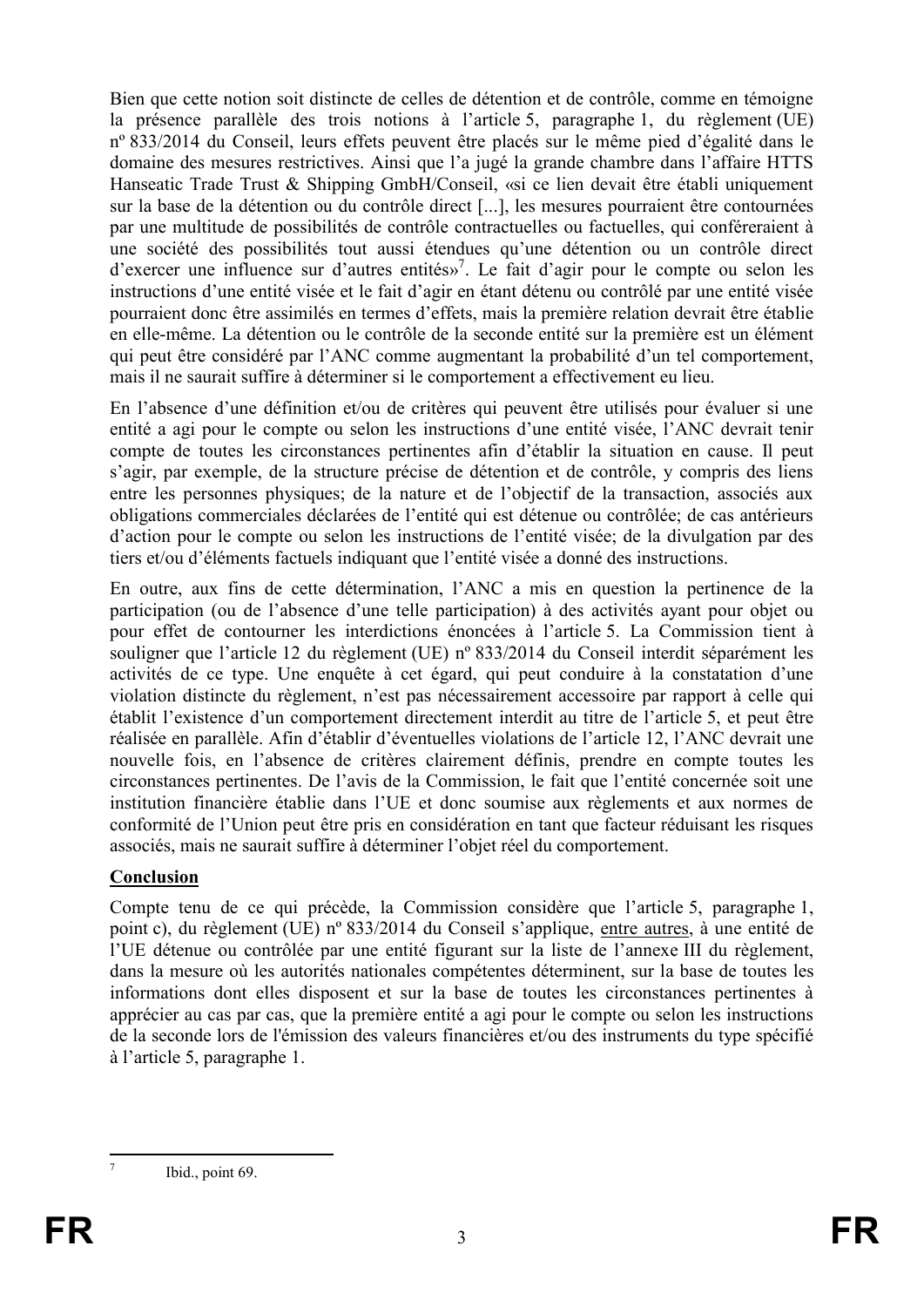Bien que cette notion soit distincte de celles de détention et de contrôle, comme en témoigne la présence parallèle des trois notions à l'article 5, paragraphe 1, du règlement (UE) nº 833/2014 du Conseil, leurs effets peuvent être placés sur le même pied d'égalité dans le domaine des mesures restrictives. Ainsi que l'a jugé la grande chambre dans l'affaire HTTS Hanseatic Trade Trust & Shipping GmbH/Conseil, «si ce lien devait être établi uniquement sur la base de la détention ou du contrôle direct [...], les mesures pourraient être contournées par une multitude de possibilités de contrôle contractuelles ou factuelles, qui conféreraient à une société des possibilités tout aussi étendues qu'une détention ou un contrôle direct d'exercer une influence sur d'autres entités»[7]. Le fait d'agir pour le compte ou selon les instructions d'une entité visée et le fait d'agir en étant détenu ou contrôlé par une entité visée pourraient donc être assimilés en termes d'effets, mais la première relation devrait être établie en elle-même. La détention ou le contrôle de la seconde entité sur la première est un élément qui peut être considéré par l'ANC comme augmentant la probabilité d'un tel comportement, mais il ne saurait suffire à déterminer si le comportement a effectivement eu lieu.

En l'absence d'une définition et/ou de critères qui peuvent être utilisés pour évaluer si une entité a agi pour le compte ou selon les instructions d'une entité visée, l'ANC devrait tenir compte de toutes les circonstances pertinentes afin d'établir la situation en cause. Il peut s'agir, par exemple, de la structure précise de détention et de contrôle, y compris des liens entre les personnes physiques; de la nature et de l'objectif de la transaction, associés aux obligations commerciales déclarées de l'entité qui est détenue ou contrôlée; de cas antérieurs d'action pour le compte ou selon les instructions de l'entité visée; de la divulgation par des tiers et/ou d'éléments factuels indiquant que l'entité visée a donné des instructions.

En outre, aux fins de cette détermination, l'ANC a mis en question la pertinence de la participation (ou de l'absence d'une telle participation) à des activités ayant pour objet ou pour effet de contourner les interdictions énoncées à l'article 5. La Commission tient à souligner que l'article 12 du règlement (UE) nº 833/2014 du Conseil interdit séparément les activités de ce type. Une enquête à cet égard, qui peut conduire à la constatation d'une violation distincte du règlement, n'est pas nécessairement accessoire par rapport à celle qui établit l'existence d'un comportement directement interdit au titre de l'article 5, et peut être réalisée en parallèle. Afin d'établir d'éventuelles violations de l'article 12, l'ANC devrait une nouvelle fois, en l'absence de critères clairement définis, prendre en compte toutes les circonstances pertinentes. De l'avis de la Commission, le fait que l'entité concernée soit une institution financière établie dans l'UE et donc soumise aux règlements et aux normes de conformité de l'Union peut être pris en considération en tant que facteur réduisant les risques associés, mais ne saurait suffire à déterminer l'objet réel du comportement.

## Conclusion

Compte tenu de ce qui précède, la Commission considère que l'article 5, paragraphe 1, point c), du règlement (UE) nº 833/2014 du Conseil s'applique, entre autres, à une entité de l'UE détenue ou contrôlée par une entité figurant sur la liste de l'annexe III du règlement, dans la mesure où les autorités nationales compétentes déterminent, sur la base de toutes les informations dont elles disposent et sur la base de toutes les circonstances pertinentes à apprécier au cas par cas, que la première entité a agi pour le compte ou selon les instructions de la seconde lors de l'émission des valeurs financières et/ou des instruments du type spécifié à l'article 5, paragraphe 1.

[7] Ibid., point 69.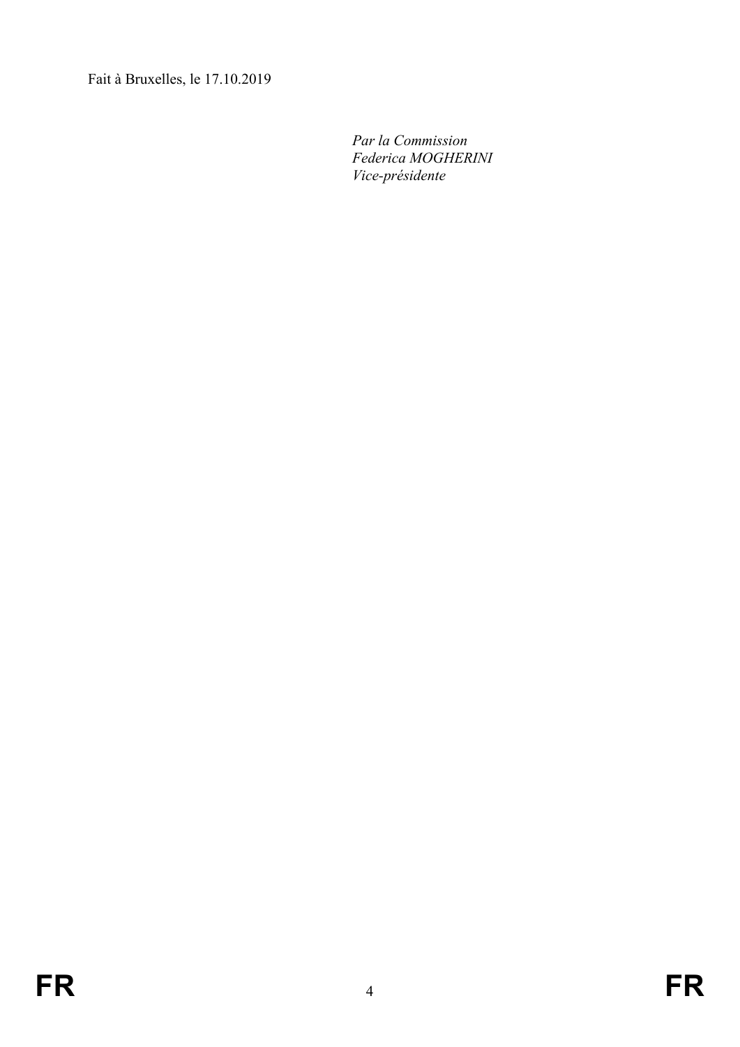Fait à Bruxelles, le 17.10.2019

*Par la Commission*
*Federica MOGHERINI*
*Vice-présidente*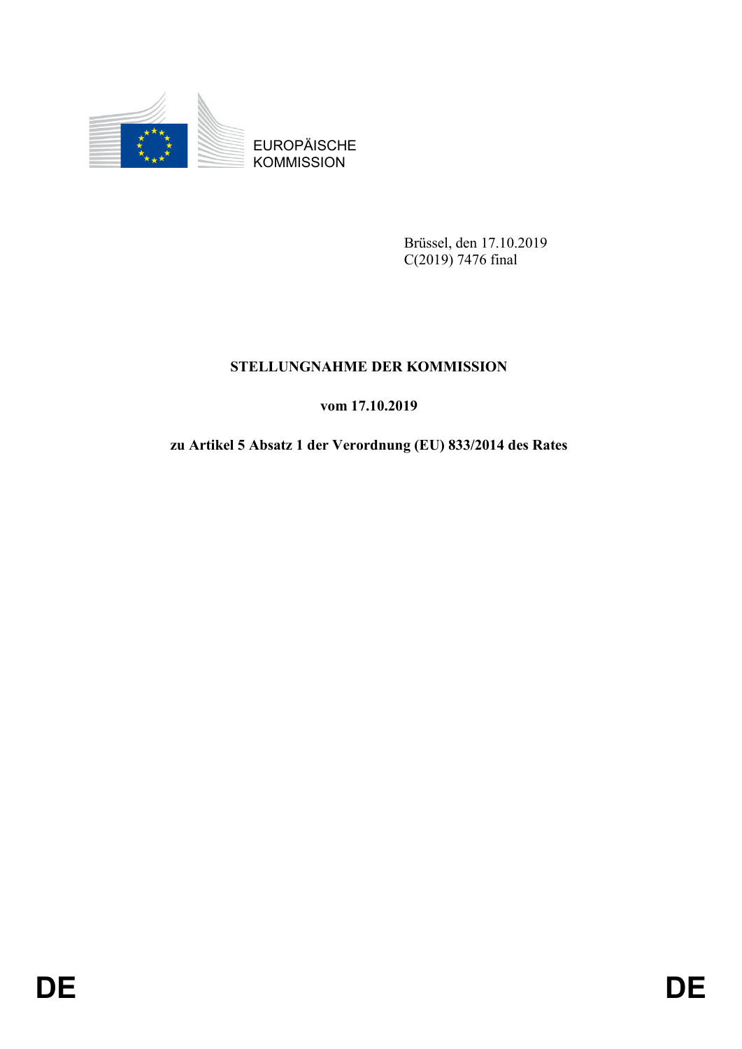EUROPÄISCHE
KOMMISSION

Brüssel, den 17.10.2019
C(2019) 7476 final

**STELLUNGNAHME DER KOMMISSION**

**vom 17.10.2019**

**zu Artikel 5 Absatz 1 der Verordnung (EU) 833/2014 des Rates**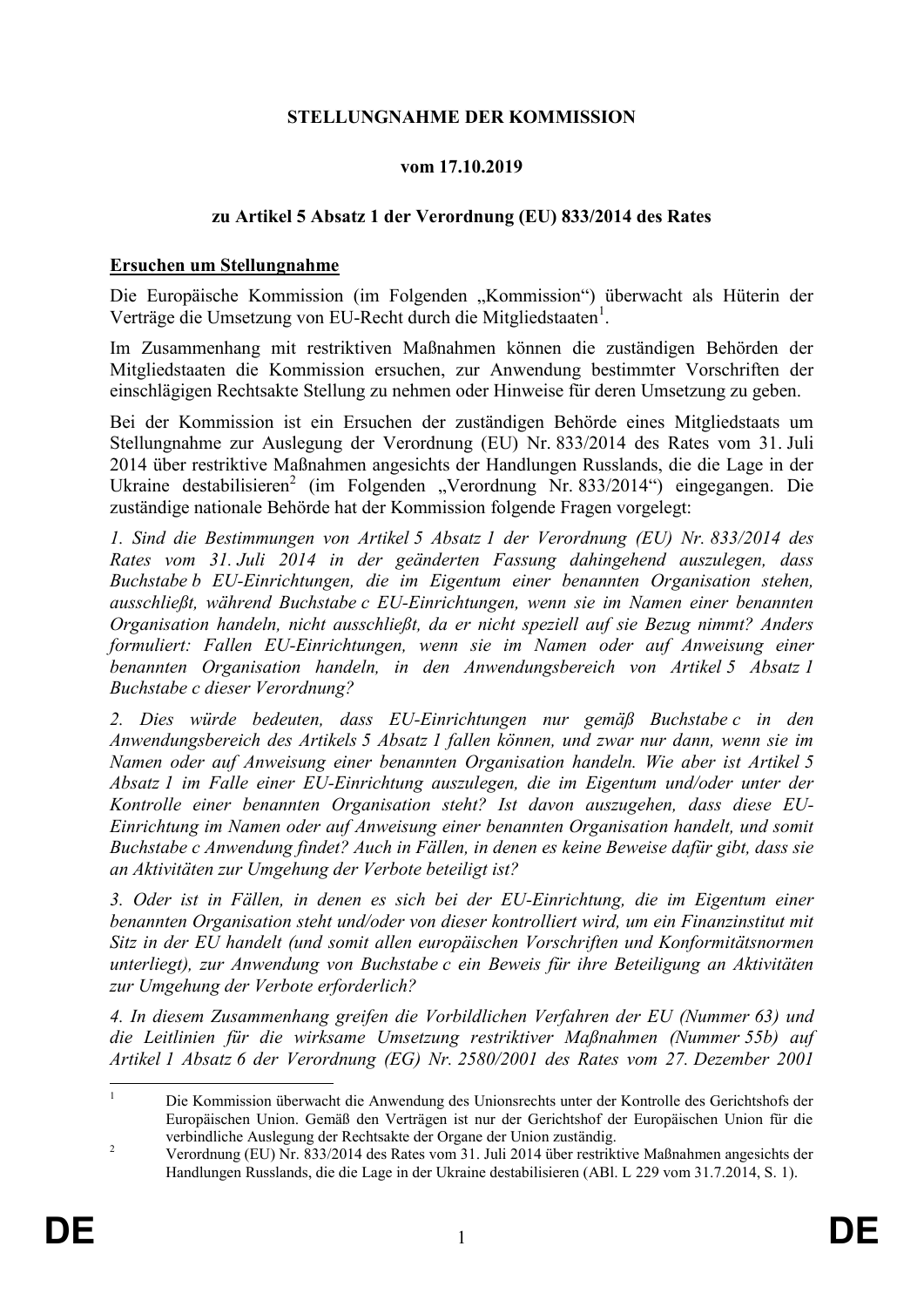**STELLUNGNAHME DER KOMMISSION**

**vom 17.10.2019**

**zu Artikel 5 Absatz 1 der Verordnung (EU) 833/2014 des Rates**

**Ersuchen um Stellungnahme**

Die Europäische Kommission (im Folgenden „Kommission") überwacht als Hüterin der Verträge die Umsetzung von EU-Recht durch die Mitgliedstaaten[1].

Im Zusammenhang mit restriktiven Maßnahmen können die zuständigen Behörden der Mitgliedstaaten die Kommission ersuchen, zur Anwendung bestimmter Vorschriften der einschlägigen Rechtsakte Stellung zu nehmen oder Hinweise für deren Umsetzung zu geben.

Bei der Kommission ist ein Ersuchen der zuständigen Behörde eines Mitgliedstaats um Stellungnahme zur Auslegung der Verordnung (EU) Nr. 833/2014 des Rates vom 31. Juli 2014 über restriktive Maßnahmen angesichts der Handlungen Russlands, die die Lage in der Ukraine destabilisieren[2] (im Folgenden „Verordnung Nr. 833/2014") eingegangen. Die zuständige nationale Behörde hat der Kommission folgende Fragen vorgelegt:

*1. Sind die Bestimmungen von Artikel 5 Absatz 1 der Verordnung (EU) Nr. 833/2014 des Rates vom 31. Juli 2014 in der geänderten Fassung dahingehend auszulegen, dass Buchstabe b EU-Einrichtungen, die im Eigentum einer benannten Organisation stehen, ausschließt, während Buchstabe c EU-Einrichtungen, wenn sie im Namen einer benannten Organisation handeln, nicht ausschließt, da er nicht speziell auf sie Bezug nimmt? Anders formuliert: Fallen EU-Einrichtungen, wenn sie im Namen oder auf Anweisung einer benannten Organisation handeln, in den Anwendungsbereich von Artikel 5 Absatz 1 Buchstabe c dieser Verordnung?*

*2. Dies würde bedeuten, dass EU-Einrichtungen nur gemäß Buchstabe c in den Anwendungsbereich des Artikels 5 Absatz 1 fallen können, und zwar nur dann, wenn sie im Namen oder auf Anweisung einer benannten Organisation handeln. Wie aber ist Artikel 5 Absatz 1 im Falle einer EU-Einrichtung auszulegen, die im Eigentum und/oder unter der Kontrolle einer benannten Organisation steht? Ist davon auszugehen, dass diese EU-Einrichtung im Namen oder auf Anweisung einer benannten Organisation handelt, und somit Buchstabe c Anwendung findet? Auch in Fällen, in denen es keine Beweise dafür gibt, dass sie an Aktivitäten zur Umgehung der Verbote beteiligt ist?*

*3. Oder ist in Fällen, in denen es sich bei der EU-Einrichtung, die im Eigentum einer benannten Organisation steht und/oder von dieser kontrolliert wird, um ein Finanzinstitut mit Sitz in der EU handelt (und somit allen europäischen Vorschriften und Konformitätsnormen unterliegt), zur Anwendung von Buchstabe c ein Beweis für ihre Beteiligung an Aktivitäten zur Umgehung der Verbote erforderlich?*

*4. In diesem Zusammenhang greifen die Vorbildlichen Verfahren der EU (Nummer 63) und die Leitlinien für die wirksame Umsetzung restriktiver Maßnahmen (Nummer 55b) auf Artikel 1 Absatz 6 der Verordnung (EG) Nr. 2580/2001 des Rates vom 27. Dezember 2001*

---

[1] Die Kommission überwacht die Anwendung des Unionsrechts unter der Kontrolle des Gerichtshofs der Europäischen Union. Gemäß den Verträgen ist nur der Gerichtshof der Europäischen Union für die verbindliche Auslegung der Rechtsakte der Organe der Union zuständig.

[2] Verordnung (EU) Nr. 833/2014 des Rates vom 31. Juli 2014 über restriktive Maßnahmen angesichts der Handlungen Russlands, die die Lage in der Ukraine destabilisieren (ABl. L 229 vom 31.7.2014, S. 1).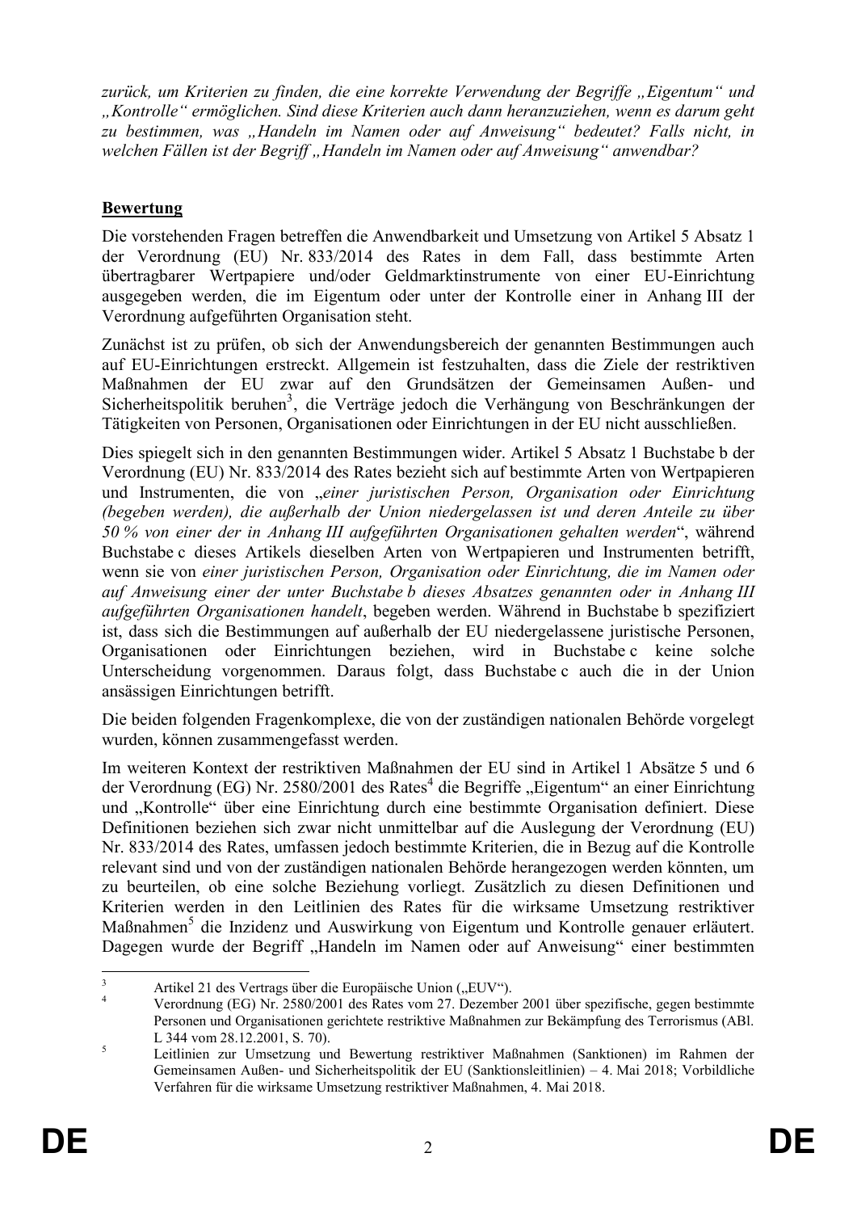*zurück, um Kriterien zu finden, die eine korrekte Verwendung der Begriffe „Eigentum" und „Kontrolle" ermöglichen. Sind diese Kriterien auch dann heranzuziehen, wenn es darum geht zu bestimmen, was „Handeln im Namen oder auf Anweisung" bedeutet? Falls nicht, in welchen Fällen ist der Begriff „Handeln im Namen oder auf Anweisung" anwendbar?*

**Bewertung**

Die vorstehenden Fragen betreffen die Anwendbarkeit und Umsetzung von Artikel 5 Absatz 1 der Verordnung (EU) Nr. 833/2014 des Rates in dem Fall, dass bestimmte Arten übertragbarer Wertpapiere und/oder Geldmarktinstrumente von einer EU-Einrichtung ausgegeben werden, die im Eigentum oder unter der Kontrolle einer in Anhang III der Verordnung aufgeführten Organisation steht.

Zunächst ist zu prüfen, ob sich der Anwendungsbereich der genannten Bestimmungen auch auf EU-Einrichtungen erstreckt. Allgemein ist festzuhalten, dass die Ziele der restriktiven Maßnahmen der EU zwar auf den Grundsätzen der Gemeinsamen Außen- und Sicherheitspolitik beruhen[3], die Verträge jedoch die Verhängung von Beschränkungen der Tätigkeiten von Personen, Organisationen oder Einrichtungen in der EU nicht ausschließen.

Dies spiegelt sich in den genannten Bestimmungen wider. Artikel 5 Absatz 1 Buchstabe b der Verordnung (EU) Nr. 833/2014 des Rates bezieht sich auf bestimmte Arten von Wertpapieren und Instrumenten, die von „*einer juristischen Person, Organisation oder Einrichtung (begeben werden), die außerhalb der Union niedergelassen ist und deren Anteile zu über 50 % von einer der in Anhang III aufgeführten Organisationen gehalten werden*", während Buchstabe c dieses Artikels dieselben Arten von Wertpapieren und Instrumenten betrifft, wenn sie von *einer juristischen Person, Organisation oder Einrichtung, die im Namen oder auf Anweisung einer der unter Buchstabe b dieses Absatzes genannten oder in Anhang III aufgeführten Organisationen handelt*, begeben werden. Während in Buchstabe b spezifiziert ist, dass sich die Bestimmungen auf außerhalb der EU niedergelassene juristische Personen, Organisationen oder Einrichtungen beziehen, wird in Buchstabe c keine solche Unterscheidung vorgenommen. Daraus folgt, dass Buchstabe c auch die in der Union ansässigen Einrichtungen betrifft.

Die beiden folgenden Fragenkomplexe, die von der zuständigen nationalen Behörde vorgelegt wurden, können zusammengefasst werden.

Im weiteren Kontext der restriktiven Maßnahmen der EU sind in Artikel 1 Absätze 5 und 6 der Verordnung (EG) Nr. 2580/2001 des Rates[4] die Begriffe „Eigentum" an einer Einrichtung und „Kontrolle" über eine Einrichtung durch eine bestimmte Organisation definiert. Diese Definitionen beziehen sich zwar nicht unmittelbar auf die Auslegung der Verordnung (EU) Nr. 833/2014 des Rates, umfassen jedoch bestimmte Kriterien, die in Bezug auf die Kontrolle relevant sind und von der zuständigen nationalen Behörde herangezogen werden könnten, um zu beurteilen, ob eine solche Beziehung vorliegt. Zusätzlich zu diesen Definitionen und Kriterien werden in den Leitlinien des Rates für die wirksame Umsetzung restriktiver Maßnahmen[5] die Inzidenz und Auswirkung von Eigentum und Kontrolle genauer erläutert. Dagegen wurde der Begriff „Handeln im Namen oder auf Anweisung" einer bestimmten

---

[3] Artikel 21 des Vertrags über die Europäische Union („EUV").

[4] Verordnung (EG) Nr. 2580/2001 des Rates vom 27. Dezember 2001 über spezifische, gegen bestimmte Personen und Organisationen gerichtete restriktive Maßnahmen zur Bekämpfung des Terrorismus (ABl. L 344 vom 28.12.2001, S. 70).

[5] Leitlinien zur Umsetzung und Bewertung restriktiver Maßnahmen (Sanktionen) im Rahmen der Gemeinsamen Außen- und Sicherheitspolitik der EU (Sanktionsleitlinien) – 4. Mai 2018; Vorbildliche Verfahren für die wirksame Umsetzung restriktiver Maßnahmen, 4. Mai 2018.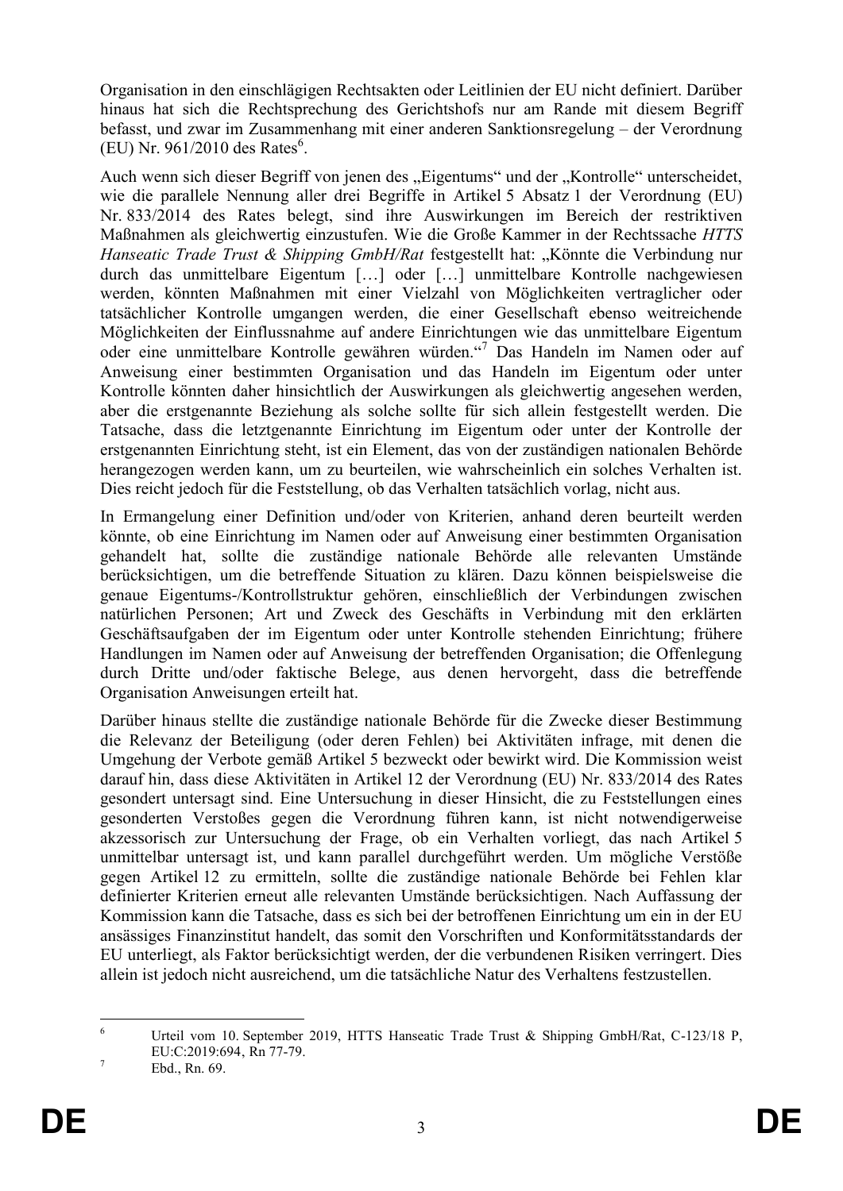Organisation in den einschlägigen Rechtsakten oder Leitlinien der EU nicht definiert. Darüber hinaus hat sich die Rechtsprechung des Gerichtshofs nur am Rande mit diesem Begriff befasst, und zwar im Zusammenhang mit einer anderen Sanktionsregelung – der Verordnung (EU) Nr. 961/2010 des Rates[6].

Auch wenn sich dieser Begriff von jenen des „Eigentums" und der „Kontrolle" unterscheidet, wie die parallele Nennung aller drei Begriffe in Artikel 5 Absatz 1 der Verordnung (EU) Nr. 833/2014 des Rates belegt, sind ihre Auswirkungen im Bereich der restriktiven Maßnahmen als gleichwertig einzustufen. Wie die Große Kammer in der Rechtssache *HTTS Hanseatic Trade Trust & Shipping GmbH/Rat* festgestellt hat: „Könnte die Verbindung nur durch das unmittelbare Eigentum […] oder […] unmittelbare Kontrolle nachgewiesen werden, könnten Maßnahmen mit einer Vielzahl von Möglichkeiten vertraglicher oder tatsächlicher Kontrolle umgangen werden, die einer Gesellschaft ebenso weitreichende Möglichkeiten der Einflussnahme auf andere Einrichtungen wie das unmittelbare Eigentum oder eine unmittelbare Kontrolle gewähren würden."[7] Das Handeln im Namen oder auf Anweisung einer bestimmten Organisation und das Handeln im Eigentum oder unter Kontrolle könnten daher hinsichtlich der Auswirkungen als gleichwertig angesehen werden, aber die erstgenannte Beziehung als solche sollte für sich allein festgestellt werden. Die Tatsache, dass die letztgenannte Einrichtung im Eigentum oder unter der Kontrolle der erstgenannten Einrichtung steht, ist ein Element, das von der zuständigen nationalen Behörde herangezogen werden kann, um zu beurteilen, wie wahrscheinlich ein solches Verhalten ist. Dies reicht jedoch für die Feststellung, ob das Verhalten tatsächlich vorlag, nicht aus.

In Ermangelung einer Definition und/oder von Kriterien, anhand deren beurteilt werden könnte, ob eine Einrichtung im Namen oder auf Anweisung einer bestimmten Organisation gehandelt hat, sollte die zuständige nationale Behörde alle relevanten Umstände berücksichtigen, um die betreffende Situation zu klären. Dazu können beispielsweise die genaue Eigentums-/Kontrollstruktur gehören, einschließlich der Verbindungen zwischen natürlichen Personen; Art und Zweck des Geschäfts in Verbindung mit den erklärten Geschäftsaufgaben der im Eigentum oder unter Kontrolle stehenden Einrichtung; frühere Handlungen im Namen oder auf Anweisung der betreffenden Organisation; die Offenlegung durch Dritte und/oder faktische Belege, aus denen hervorgeht, dass die betreffende Organisation Anweisungen erteilt hat.

Darüber hinaus stellte die zuständige nationale Behörde für die Zwecke dieser Bestimmung die Relevanz der Beteiligung (oder deren Fehlen) bei Aktivitäten infrage, mit denen die Umgehung der Verbote gemäß Artikel 5 bezweckt oder bewirkt wird. Die Kommission weist darauf hin, dass diese Aktivitäten in Artikel 12 der Verordnung (EU) Nr. 833/2014 des Rates gesondert untersagt sind. Eine Untersuchung in dieser Hinsicht, die zu Feststellungen eines gesonderten Verstoßes gegen die Verordnung führen kann, ist nicht notwendigerweise akzessorisch zur Untersuchung der Frage, ob ein Verhalten vorliegt, das nach Artikel 5 unmittelbar untersagt ist, und kann parallel durchgeführt werden. Um mögliche Verstöße gegen Artikel 12 zu ermitteln, sollte die zuständige nationale Behörde bei Fehlen klar definierter Kriterien erneut alle relevanten Umstände berücksichtigen. Nach Auffassung der Kommission kann die Tatsache, dass es sich bei der betroffenen Einrichtung um ein in der EU ansässiges Finanzinstitut handelt, das somit den Vorschriften und Konformitätsstandards der EU unterliegt, als Faktor berücksichtigt werden, der die verbundenen Risiken verringert. Dies allein ist jedoch nicht ausreichend, um die tatsächliche Natur des Verhaltens festzustellen.

---

[6] Urteil vom 10. September 2019, HTTS Hanseatic Trade Trust & Shipping GmbH/Rat, C-123/18 P, EU:C:2019:694, Rn 77-79.

[7] Ebd., Rn. 69.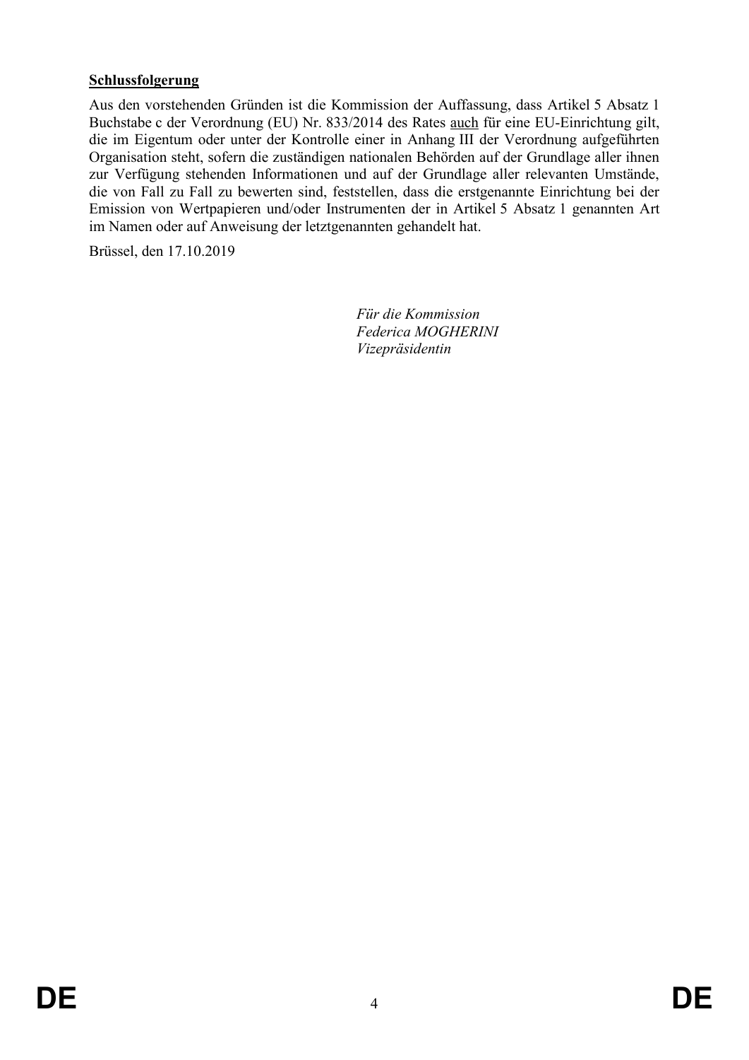**Schlussfolgerung**

Aus den vorstehenden Gründen ist die Kommission der Auffassung, dass Artikel 5 Absatz 1 Buchstabe c der Verordnung (EU) Nr. 833/2014 des Rates auch für eine EU-Einrichtung gilt, die im Eigentum oder unter der Kontrolle einer in Anhang III der Verordnung aufgeführten Organisation steht, sofern die zuständigen nationalen Behörden auf der Grundlage aller ihnen zur Verfügung stehenden Informationen und auf der Grundlage aller relevanten Umstände, die von Fall zu Fall zu bewerten sind, feststellen, dass die erstgenannte Einrichtung bei der Emission von Wertpapieren und/oder Instrumenten der in Artikel 5 Absatz 1 genannten Art im Namen oder auf Anweisung der letztgenannten gehandelt hat.

Brüssel, den 17.10.2019

*Für die Kommission*
*Federica MOGHERINI*
*Vizepräsidentin*